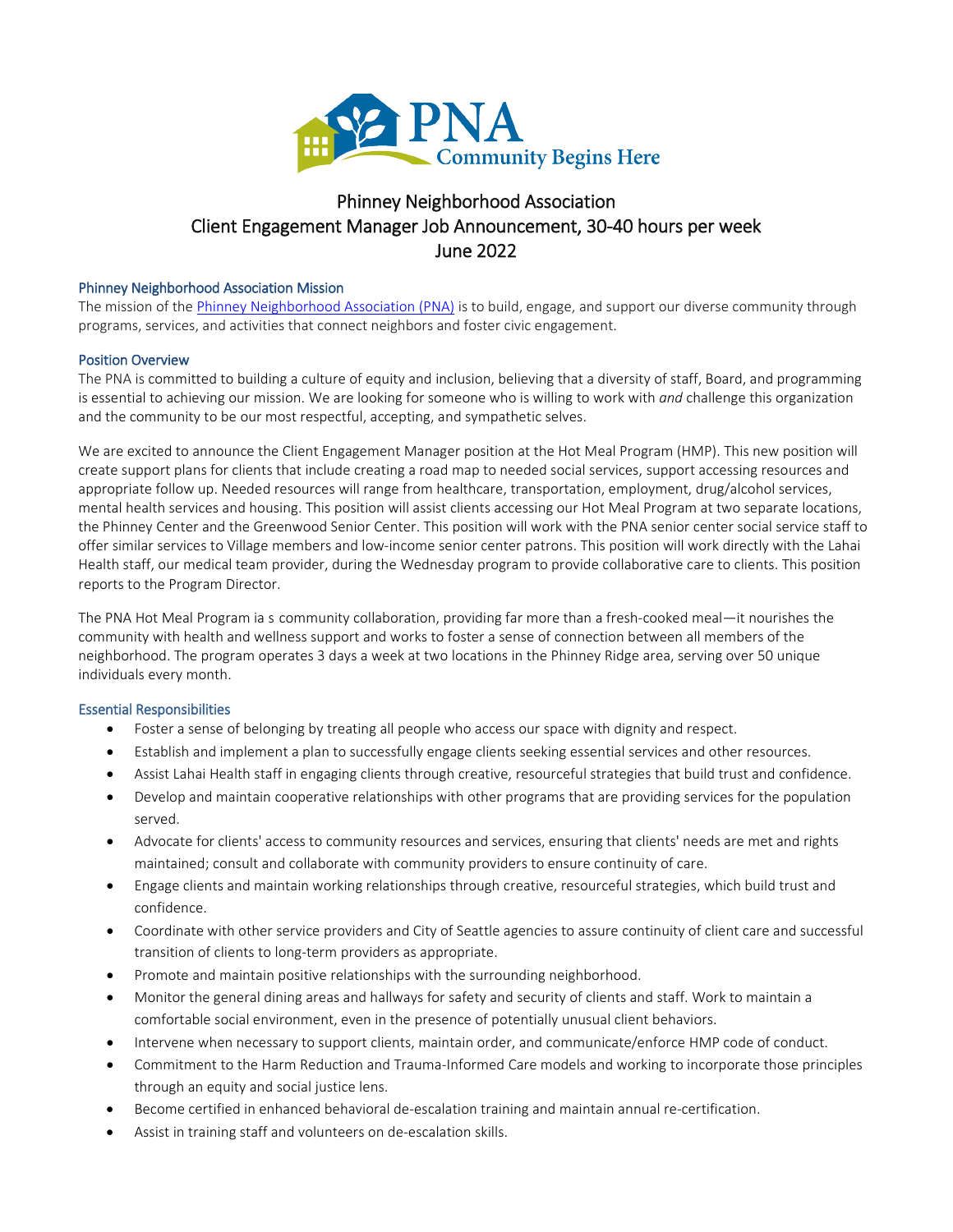PNA Community Begins Here

# Phinney Neighborhood Association
# Client Engagement Manager Job Announcement, 30-40 hours per week
# June 2022

## Phinney Neighborhood Association Mission

The mission of the Phinney Neighborhood Association (PNA) is to build, engage, and support our diverse community through programs, services, and activities that connect neighbors and foster civic engagement.

## Position Overview

The PNA is committed to building a culture of equity and inclusion, believing that a diversity of staff, Board, and programming is essential to achieving our mission. We are looking for someone who is willing to work with *and* challenge this organization and the community to be our most respectful, accepting, and sympathetic selves.

We are excited to announce the Client Engagement Manager position at the Hot Meal Program (HMP). This new position will create support plans for clients that include creating a road map to needed social services, support accessing resources and appropriate follow up. Needed resources will range from healthcare, transportation, employment, drug/alcohol services, mental health services and housing. This position will assist clients accessing our Hot Meal Program at two separate locations, the Phinney Center and the Greenwood Senior Center. This position will work with the PNA senior center social service staff to offer similar services to Village members and low-income senior center patrons. This position will work directly with the Lahai Health staff, our medical team provider, during the Wednesday program to provide collaborative care to clients. This position reports to the Program Director.

The PNA Hot Meal Program ia s community collaboration, providing far more than a fresh-cooked meal—it nourishes the community with health and wellness support and works to foster a sense of connection between all members of the neighborhood. The program operates 3 days a week at two locations in the Phinney Ridge area, serving over 50 unique individuals every month.

## Essential Responsibilities

- Foster a sense of belonging by treating all people who access our space with dignity and respect.
- Establish and implement a plan to successfully engage clients seeking essential services and other resources.
- Assist Lahai Health staff in engaging clients through creative, resourceful strategies that build trust and confidence.
- Develop and maintain cooperative relationships with other programs that are providing services for the population served.
- Advocate for clients' access to community resources and services, ensuring that clients' needs are met and rights maintained; consult and collaborate with community providers to ensure continuity of care.
- Engage clients and maintain working relationships through creative, resourceful strategies, which build trust and confidence.
- Coordinate with other service providers and City of Seattle agencies to assure continuity of client care and successful transition of clients to long-term providers as appropriate.
- Promote and maintain positive relationships with the surrounding neighborhood.
- Monitor the general dining areas and hallways for safety and security of clients and staff. Work to maintain a comfortable social environment, even in the presence of potentially unusual client behaviors.
- Intervene when necessary to support clients, maintain order, and communicate/enforce HMP code of conduct.
- Commitment to the Harm Reduction and Trauma-Informed Care models and working to incorporate those principles through an equity and social justice lens.
- Become certified in enhanced behavioral de-escalation training and maintain annual re-certification.
- Assist in training staff and volunteers on de-escalation skills.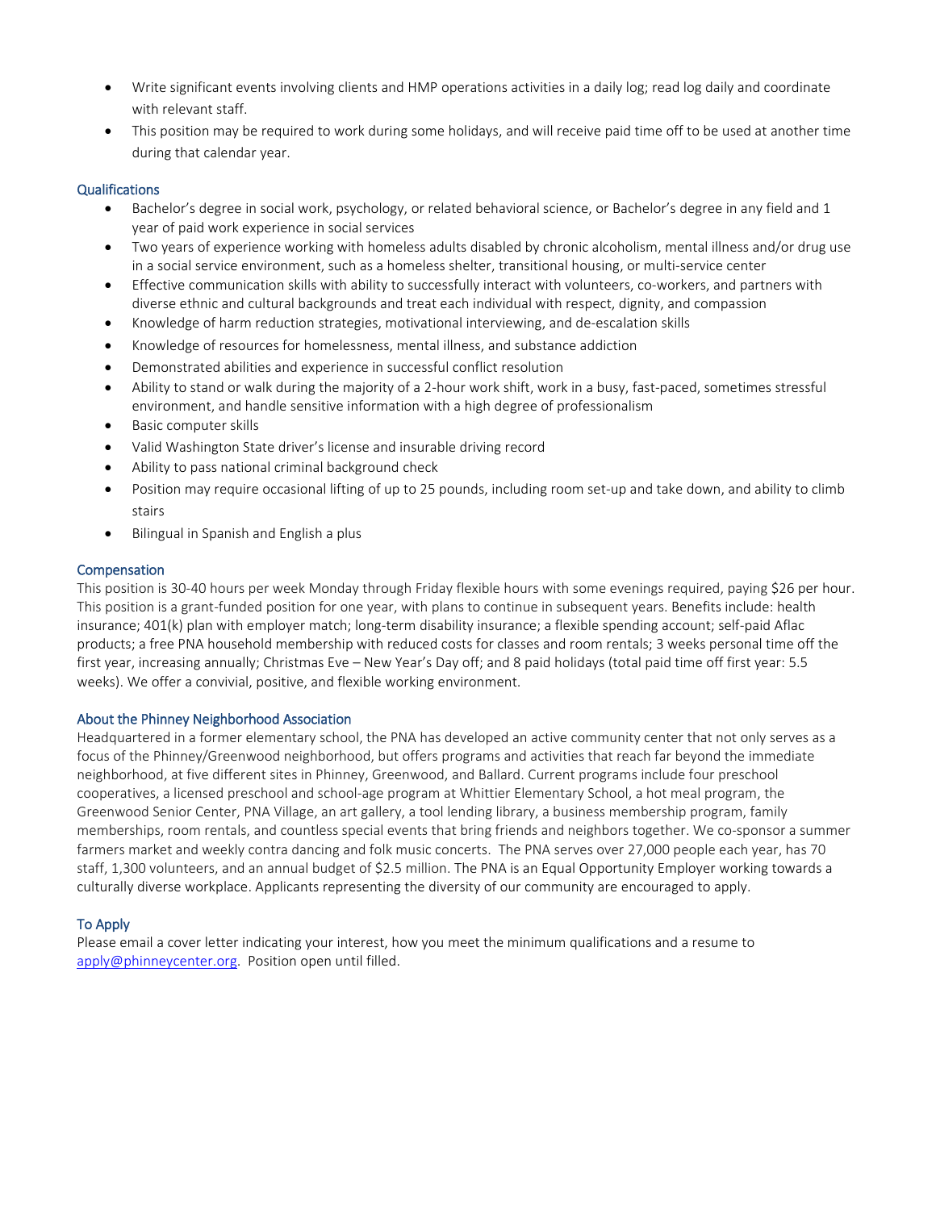- Write significant events involving clients and HMP operations activities in a daily log; read log daily and coordinate with relevant staff.
- This position may be required to work during some holidays, and will receive paid time off to be used at another time during that calendar year.

## Qualifications

- Bachelor's degree in social work, psychology, or related behavioral science, or Bachelor's degree in any field and 1 year of paid work experience in social services
- Two years of experience working with homeless adults disabled by chronic alcoholism, mental illness and/or drug use in a social service environment, such as a homeless shelter, transitional housing, or multi-service center
- Effective communication skills with ability to successfully interact with volunteers, co-workers, and partners with diverse ethnic and cultural backgrounds and treat each individual with respect, dignity, and compassion
- Knowledge of harm reduction strategies, motivational interviewing, and de-escalation skills
- Knowledge of resources for homelessness, mental illness, and substance addiction
- Demonstrated abilities and experience in successful conflict resolution
- Ability to stand or walk during the majority of a 2-hour work shift, work in a busy, fast-paced, sometimes stressful environment, and handle sensitive information with a high degree of professionalism
- Basic computer skills
- Valid Washington State driver's license and insurable driving record
- Ability to pass national criminal background check
- Position may require occasional lifting of up to 25 pounds, including room set-up and take down, and ability to climb stairs
- Bilingual in Spanish and English a plus

## Compensation

This position is 30-40 hours per week Monday through Friday flexible hours with some evenings required, paying $26 per hour. This position is a grant-funded position for one year, with plans to continue in subsequent years. Benefits include: health insurance; 401(k) plan with employer match; long-term disability insurance; a flexible spending account; self-paid Aflac products; a free PNA household membership with reduced costs for classes and room rentals; 3 weeks personal time off the first year, increasing annually; Christmas Eve – New Year's Day off; and 8 paid holidays (total paid time off first year: 5.5 weeks). We offer a convivial, positive, and flexible working environment.

## About the Phinney Neighborhood Association

Headquartered in a former elementary school, the PNA has developed an active community center that not only serves as a focus of the Phinney/Greenwood neighborhood, but offers programs and activities that reach far beyond the immediate neighborhood, at five different sites in Phinney, Greenwood, and Ballard. Current programs include four preschool cooperatives, a licensed preschool and school-age program at Whittier Elementary School, a hot meal program, the Greenwood Senior Center, PNA Village, an art gallery, a tool lending library, a business membership program, family memberships, room rentals, and countless special events that bring friends and neighbors together. We co-sponsor a summer farmers market and weekly contra dancing and folk music concerts. The PNA serves over 27,000 people each year, has 70 staff, 1,300 volunteers, and an annual budget of $2.5 million. The PNA is an Equal Opportunity Employer working towards a culturally diverse workplace. Applicants representing the diversity of our community are encouraged to apply.

## To Apply

Please email a cover letter indicating your interest, how you meet the minimum qualifications and a resume to apply@phinneycenter.org. Position open until filled.